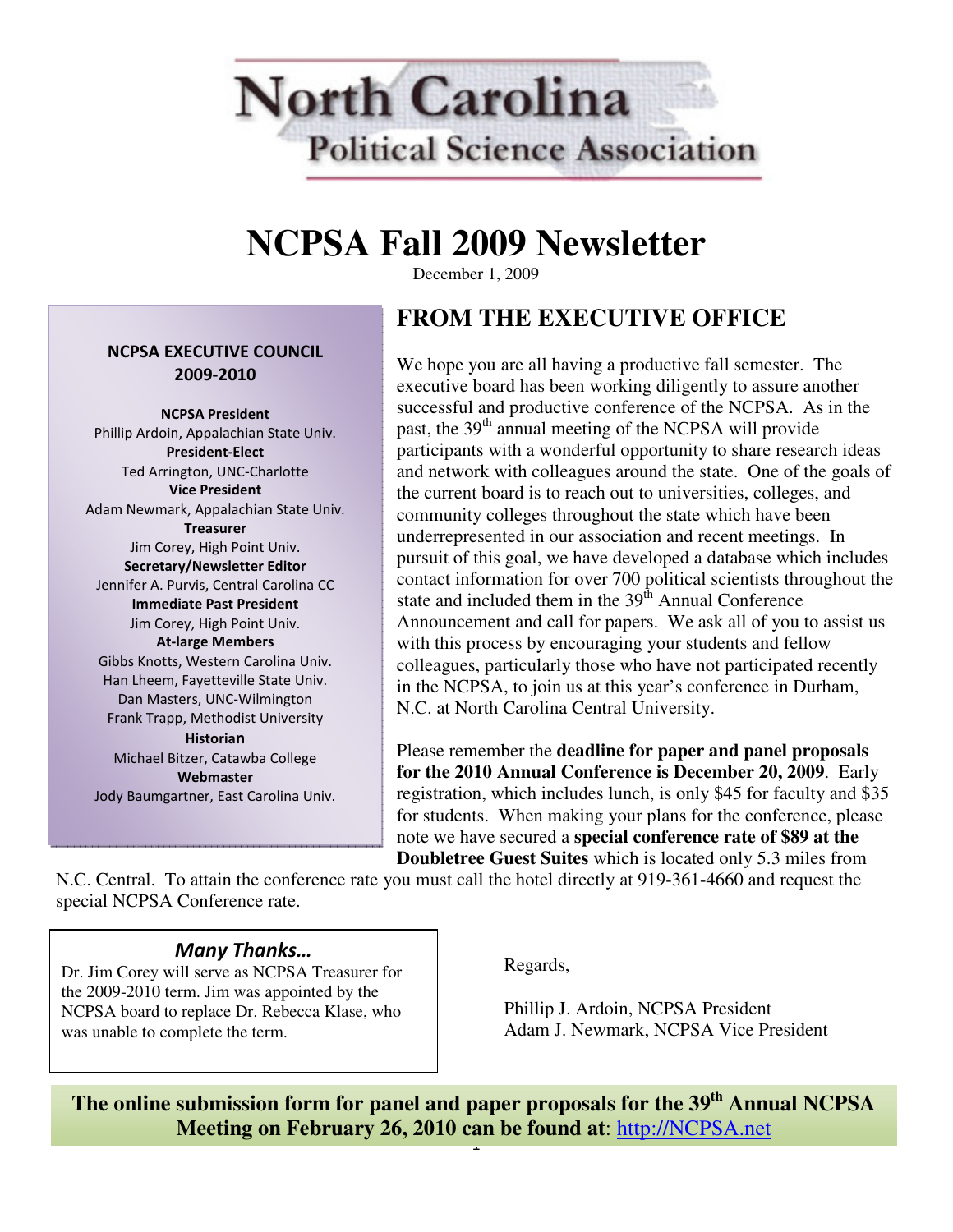# North Carolina Political Science Association

# NCPSA Fall 2009 Newsletter

December 1, 2009

## FROM THE EXECUTIVE OFFICE

We hope you are all having a productive fall semester. The executive board has been working diligently to assure another successful and productive conference of the NCPSA. As in the past, the 39th annual meeting of the NCPSA will provide participants with a wonderful opportunity to share research ideas and network with colleagues around the state. One of the goals of the current board is to reach out to universities, colleges, and community colleges throughout the state which have been underrepresented in our association and recent meetings. In pursuit of this goal, we have developed a database which includes contact information for over 700 political scientists throughout the state and included them in the 39th Annual Conference Announcement and call for papers. We ask all of you to assist us with this process by encouraging your students and fellow colleagues, particularly those who have not participated recently in the NCPSA, to join us at this year's conference in Durham, N.C. at North Carolina Central University.

Please remember the **deadline for paper and panel proposals for the 2010 Annual Conference is December 20, 2009**. Early registration, which includes lunch, is only $45 for faculty and $35 for students. When making your plans for the conference, please note we have secured a **special conference rate of $89 at the Doubletree Guest Suites** which is located only 5.3 miles from N.C. Central. To attain the conference rate you must call the hotel directly at 919-361-4660 and request the special NCPSA Conference rate.

Regards,

Phillip J. Ardoin, NCPSA President
Adam J. Newmark, NCPSA Vice President

### NCPSA EXECUTIVE COUNCIL 2009-2010

**NCPSA President**
Phillip Ardoin, Appalachian State Univ.

**President-Elect**
Ted Arrington, UNC-Charlotte

**Vice President**
Adam Newmark, Appalachian State Univ.

**Treasurer**
Jim Corey, High Point Univ.

**Secretary/Newsletter Editor**
Jennifer A. Purvis, Central Carolina CC

**Immediate Past President**
Jim Corey, High Point Univ.

**At-large Members**
Gibbs Knotts, Western Carolina Univ.
Han Lheem, Fayetteville State Univ.
Dan Masters, UNC-Wilmington
Frank Trapp, Methodist University

**Historian**
Michael Bitzer, Catawba College

**Webmaster**
Jody Baumgartner, East Carolina Univ.

### *Many Thanks…*

Dr. Jim Corey will serve as NCPSA Treasurer for the 2009-2010 term. Jim was appointed by the NCPSA board to replace Dr. Rebecca Klase, who was unable to complete the term.

**The online submission form for panel and paper proposals for the 39th Annual NCPSA Meeting on February 26, 2010 can be found at**: http://NCPSA.net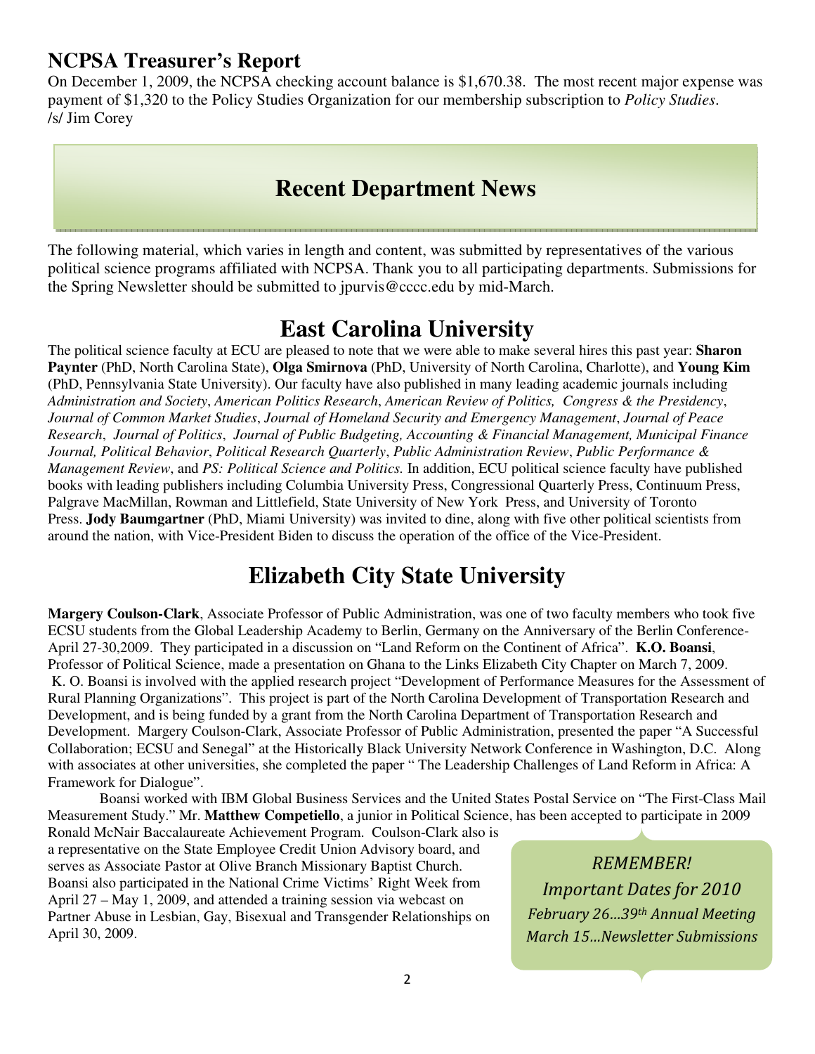## NCPSA Treasurer's Report

On December 1, 2009, the NCPSA checking account balance is $1,670.38. The most recent major expense was payment of $1,320 to the Policy Studies Organization for our membership subscription to *Policy Studies*.
/s/ Jim Corey

# Recent Department News

The following material, which varies in length and content, was submitted by representatives of the various political science programs affiliated with NCPSA. Thank you to all participating departments. Submissions for the Spring Newsletter should be submitted to jpurvis@cccc.edu by mid-March.

## East Carolina University

The political science faculty at ECU are pleased to note that we were able to make several hires this past year: **Sharon Paynter** (PhD, North Carolina State), **Olga Smirnova** (PhD, University of North Carolina, Charlotte), and **Young Kim** (PhD, Pennsylvania State University). Our faculty have also published in many leading academic journals including *Administration and Society*, *American Politics Research*, *American Review of Politics, Congress & the Presidency*, *Journal of Common Market Studies*, *Journal of Homeland Security and Emergency Management*, *Journal of Peace Research*, *Journal of Politics*, *Journal of Public Budgeting, Accounting & Financial Management, Municipal Finance Journal, Political Behavior*, *Political Research Quarterly*, *Public Administration Review*, *Public Performance & Management Review*, and *PS: Political Science and Politics*. In addition, ECU political science faculty have published books with leading publishers including Columbia University Press, Congressional Quarterly Press, Continuum Press, Palgrave MacMillan, Rowman and Littlefield, State University of New York Press, and University of Toronto Press. **Jody Baumgartner** (PhD, Miami University) was invited to dine, along with five other political scientists from around the nation, with Vice-President Biden to discuss the operation of the office of the Vice-President.

## Elizabeth City State University

**Margery Coulson-Clark**, Associate Professor of Public Administration, was one of two faculty members who took five ECSU students from the Global Leadership Academy to Berlin, Germany on the Anniversary of the Berlin Conference- April 27-30,2009. They participated in a discussion on "Land Reform on the Continent of Africa". **K.O. Boansi**, Professor of Political Science, made a presentation on Ghana to the Links Elizabeth City Chapter on March 7, 2009. K. O. Boansi is involved with the applied research project "Development of Performance Measures for the Assessment of Rural Planning Organizations". This project is part of the North Carolina Development of Transportation Research and Development, and is being funded by a grant from the North Carolina Department of Transportation Research and Development. Margery Coulson-Clark, Associate Professor of Public Administration, presented the paper "A Successful Collaboration; ECSU and Senegal" at the Historically Black University Network Conference in Washington, D.C. Along with associates at other universities, she completed the paper " The Leadership Challenges of Land Reform in Africa: A Framework for Dialogue".

Boansi worked with IBM Global Business Services and the United States Postal Service on "The First-Class Mail Measurement Study." Mr. **Matthew Competiello**, a junior in Political Science, has been accepted to participate in 2009 Ronald McNair Baccalaureate Achievement Program. Coulson-Clark also is a representative on the State Employee Credit Union Advisory board, and serves as Associate Pastor at Olive Branch Missionary Baptist Church. Boansi also participated in the National Crime Victims' Right Week from April 27 – May 1, 2009, and attended a training session via webcast on Partner Abuse in Lesbian, Gay, Bisexual and Transgender Relationships on April 30, 2009.

*REMEMBER!*
*Important Dates for 2010*
*February 26…39th Annual Meeting*
*March 15…Newsletter Submissions*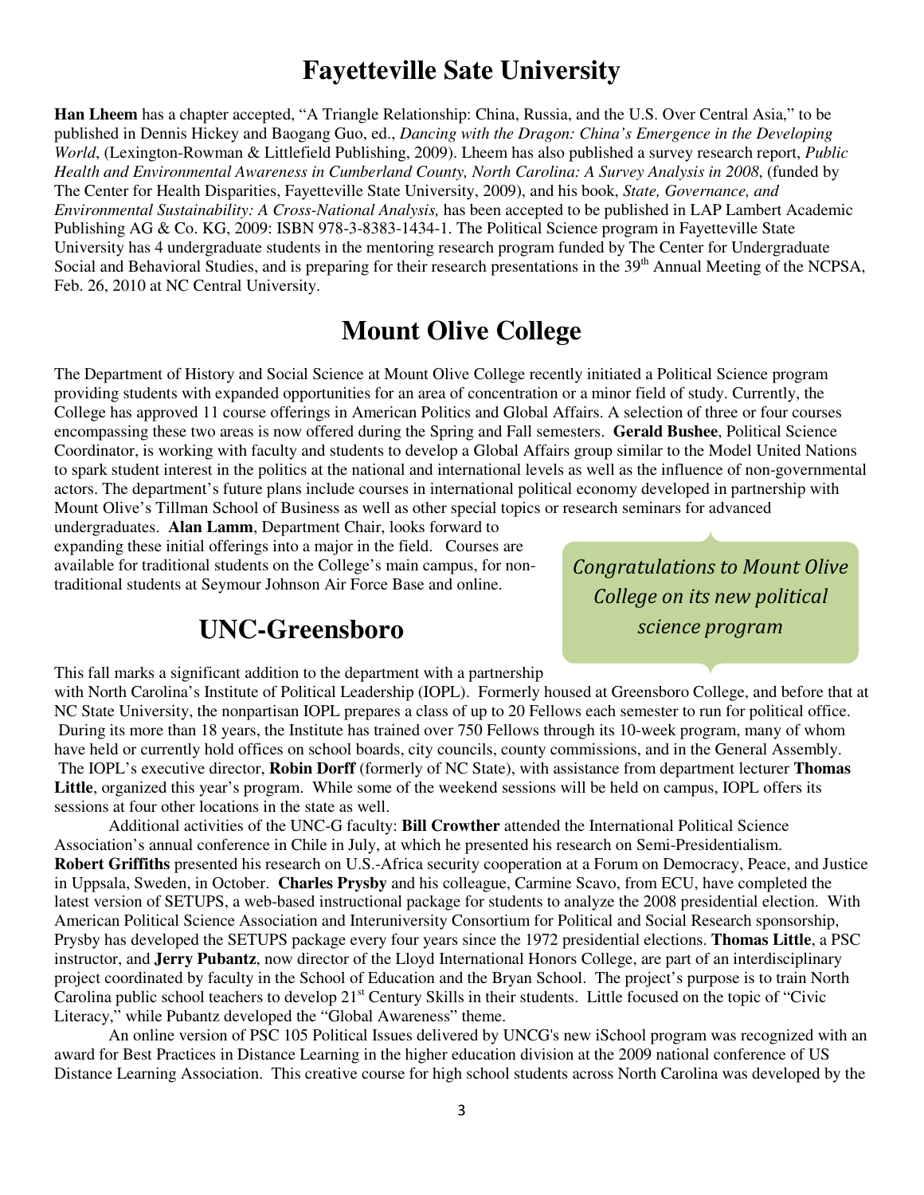# Fayetteville Sate University

**Han Lheem** has a chapter accepted, "A Triangle Relationship: China, Russia, and the U.S. Over Central Asia," to be published in Dennis Hickey and Baogang Guo, ed., *Dancing with the Dragon: China's Emergence in the Developing World*, (Lexington-Rowman & Littlefield Publishing, 2009). Lheem has also published a survey research report, *Public Health and Environmental Awareness in Cumberland County, North Carolina: A Survey Analysis in 2008*, (funded by The Center for Health Disparities, Fayetteville State University, 2009), and his book, *State, Governance, and Environmental Sustainability: A Cross-National Analysis,* has been accepted to be published in LAP Lambert Academic Publishing AG & Co. KG, 2009: ISBN 978-3-8383-1434-1. The Political Science program in Fayetteville State University has 4 undergraduate students in the mentoring research program funded by The Center for Undergraduate Social and Behavioral Studies, and is preparing for their research presentations in the 39th Annual Meeting of the NCPSA, Feb. 26, 2010 at NC Central University.

# Mount Olive College

The Department of History and Social Science at Mount Olive College recently initiated a Political Science program providing students with expanded opportunities for an area of concentration or a minor field of study. Currently, the College has approved 11 course offerings in American Politics and Global Affairs. A selection of three or four courses encompassing these two areas is now offered during the Spring and Fall semesters. **Gerald Bushee**, Political Science Coordinator, is working with faculty and students to develop a Global Affairs group similar to the Model United Nations to spark student interest in the politics at the national and international levels as well as the influence of non-governmental actors. The department's future plans include courses in international political economy developed in partnership with Mount Olive's Tillman School of Business as well as other special topics or research seminars for advanced undergraduates. **Alan Lamm**, Department Chair, looks forward to expanding these initial offerings into a major in the field. Courses are available for traditional students on the College's main campus, for non-traditional students at Seymour Johnson Air Force Base and online.

*Congratulations to Mount Olive College on its new political science program*

# UNC-Greensboro

This fall marks a significant addition to the department with a partnership with North Carolina's Institute of Political Leadership (IOPL). Formerly housed at Greensboro College, and before that at NC State University, the nonpartisan IOPL prepares a class of up to 20 Fellows each semester to run for political office. During its more than 18 years, the Institute has trained over 750 Fellows through its 10-week program, many of whom have held or currently hold offices on school boards, city councils, county commissions, and in the General Assembly. The IOPL's executive director, **Robin Dorff** (formerly of NC State), with assistance from department lecturer **Thomas Little**, organized this year's program. While some of the weekend sessions will be held on campus, IOPL offers its sessions at four other locations in the state as well.

Additional activities of the UNC-G faculty: **Bill Crowther** attended the International Political Science Association's annual conference in Chile in July, at which he presented his research on Semi-Presidentialism. **Robert Griffiths** presented his research on U.S.-Africa security cooperation at a Forum on Democracy, Peace, and Justice in Uppsala, Sweden, in October. **Charles Prysby** and his colleague, Carmine Scavo, from ECU, have completed the latest version of SETUPS, a web-based instructional package for students to analyze the 2008 presidential election. With American Political Science Association and Interuniversity Consortium for Political and Social Research sponsorship, Prysby has developed the SETUPS package every four years since the 1972 presidential elections. **Thomas Little**, a PSC instructor, and **Jerry Pubantz**, now director of the Lloyd International Honors College, are part of an interdisciplinary project coordinated by faculty in the School of Education and the Bryan School. The project's purpose is to train North Carolina public school teachers to develop 21st Century Skills in their students. Little focused on the topic of "Civic Literacy," while Pubantz developed the "Global Awareness" theme.

An online version of PSC 105 Political Issues delivered by UNCG's new iSchool program was recognized with an award for Best Practices in Distance Learning in the higher education division at the 2009 national conference of US Distance Learning Association. This creative course for high school students across North Carolina was developed by the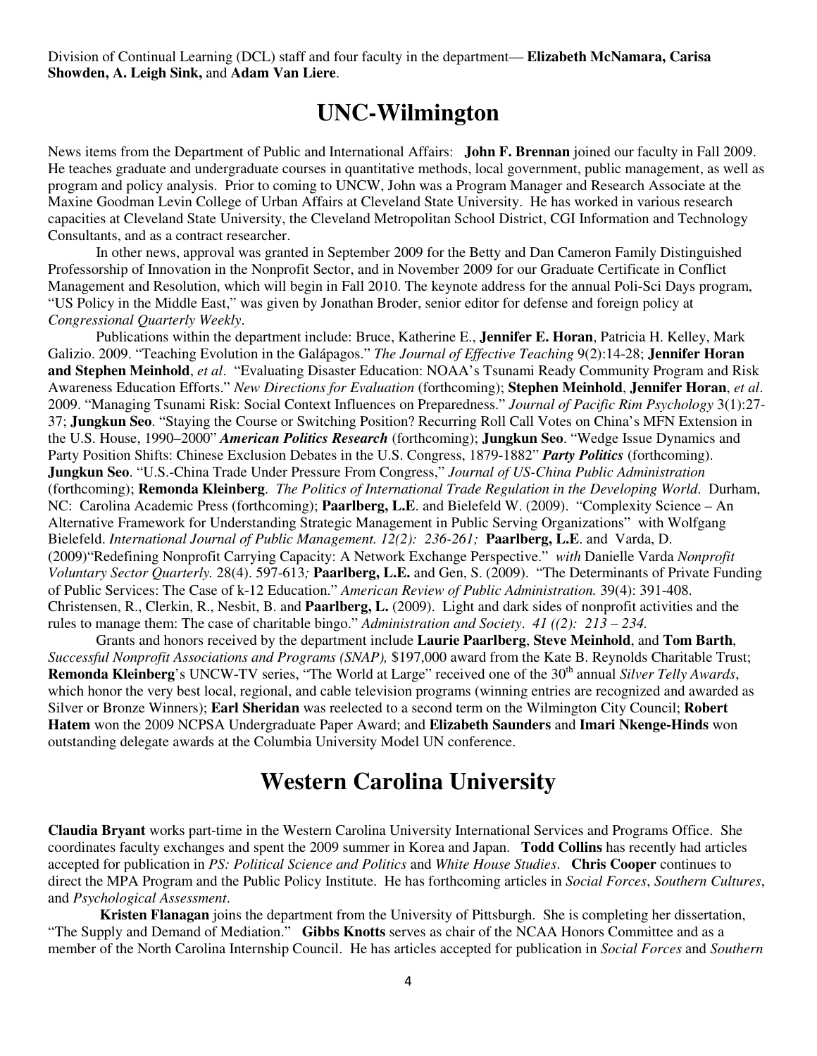Division of Continual Learning (DCL) staff and four faculty in the department— **Elizabeth McNamara, Carisa Showden, A. Leigh Sink,** and **Adam Van Liere**.

# UNC-Wilmington

News items from the Department of Public and International Affairs: **John F. Brennan** joined our faculty in Fall 2009. He teaches graduate and undergraduate courses in quantitative methods, local government, public management, as well as program and policy analysis. Prior to coming to UNCW, John was a Program Manager and Research Associate at the Maxine Goodman Levin College of Urban Affairs at Cleveland State University. He has worked in various research capacities at Cleveland State University, the Cleveland Metropolitan School District, CGI Information and Technology Consultants, and as a contract researcher.

In other news, approval was granted in September 2009 for the Betty and Dan Cameron Family Distinguished Professorship of Innovation in the Nonprofit Sector, and in November 2009 for our Graduate Certificate in Conflict Management and Resolution, which will begin in Fall 2010. The keynote address for the annual Poli-Sci Days program, "US Policy in the Middle East," was given by Jonathan Broder, senior editor for defense and foreign policy at *Congressional Quarterly Weekly*.

Publications within the department include: Bruce, Katherine E., **Jennifer E. Horan**, Patricia H. Kelley, Mark Galizio. 2009. "Teaching Evolution in the Galápagos." *The Journal of Effective Teaching* 9(2):14-28; **Jennifer Horan and Stephen Meinhold**, *et al*. "Evaluating Disaster Education: NOAA's Tsunami Ready Community Program and Risk Awareness Education Efforts." *New Directions for Evaluation* (forthcoming); **Stephen Meinhold**, **Jennifer Horan**, *et al*. 2009. "Managing Tsunami Risk: Social Context Influences on Preparedness." *Journal of Pacific Rim Psychology* 3(1):27-37; **Jungkun Seo**. "Staying the Course or Switching Position? Recurring Roll Call Votes on China's MFN Extension in the U.S. House, 1990–2000" ***American Politics Research*** (forthcoming); **Jungkun Seo**. "Wedge Issue Dynamics and Party Position Shifts: Chinese Exclusion Debates in the U.S. Congress, 1879-1882" ***Party Politics*** (forthcoming). **Jungkun Seo**. "U.S.-China Trade Under Pressure From Congress," *Journal of US-China Public Administration* (forthcoming); **Remonda Kleinberg**. *The Politics of International Trade Regulation in the Developing World.* Durham, NC: Carolina Academic Press (forthcoming); **Paarlberg, L.E**. and Bielefeld W. (2009). "Complexity Science – An Alternative Framework for Understanding Strategic Management in Public Serving Organizations" with Wolfgang Bielefeld. *International Journal of Public Management. 12(2): 236-261;* **Paarlberg, L.E**. and Varda, D. (2009)"Redefining Nonprofit Carrying Capacity: A Network Exchange Perspective." *with* Danielle Varda *Nonprofit Voluntary Sector Quarterly.* 28(4). 597-613*;* **Paarlberg, L.E.** and Gen, S. (2009). "The Determinants of Private Funding of Public Services: The Case of k-12 Education." *American Review of Public Administration.* 39(4): 391-408. Christensen, R., Clerkin, R., Nesbit, B. and **Paarlberg, L.** (2009). Light and dark sides of nonprofit activities and the rules to manage them: The case of charitable bingo." *Administration and Society*. *41 ((2): 213 – 234.*

Grants and honors received by the department include **Laurie Paarlberg**, **Steve Meinhold**, and **Tom Barth**, *Successful Nonprofit Associations and Programs (SNAP),* $197,000 award from the Kate B. Reynolds Charitable Trust; **Remonda Kleinberg**'s UNCW-TV series, "The World at Large" received one of the 30th annual *Silver Telly Awards*, which honor the very best local, regional, and cable television programs (winning entries are recognized and awarded as Silver or Bronze Winners); **Earl Sheridan** was reelected to a second term on the Wilmington City Council; **Robert Hatem** won the 2009 NCPSA Undergraduate Paper Award; and **Elizabeth Saunders** and **Imari Nkenge-Hinds** won outstanding delegate awards at the Columbia University Model UN conference.

# Western Carolina University

**Claudia Bryant** works part-time in the Western Carolina University International Services and Programs Office. She coordinates faculty exchanges and spent the 2009 summer in Korea and Japan. **Todd Collins** has recently had articles accepted for publication in *PS: Political Science and Politics* and *White House Studies*. **Chris Cooper** continues to direct the MPA Program and the Public Policy Institute. He has forthcoming articles in *Social Forces*, *Southern Cultures*, and *Psychological Assessment*.

**Kristen Flanagan** joins the department from the University of Pittsburgh. She is completing her dissertation, "The Supply and Demand of Mediation." **Gibbs Knotts** serves as chair of the NCAA Honors Committee and as a member of the North Carolina Internship Council. He has articles accepted for publication in *Social Forces* and *Southern*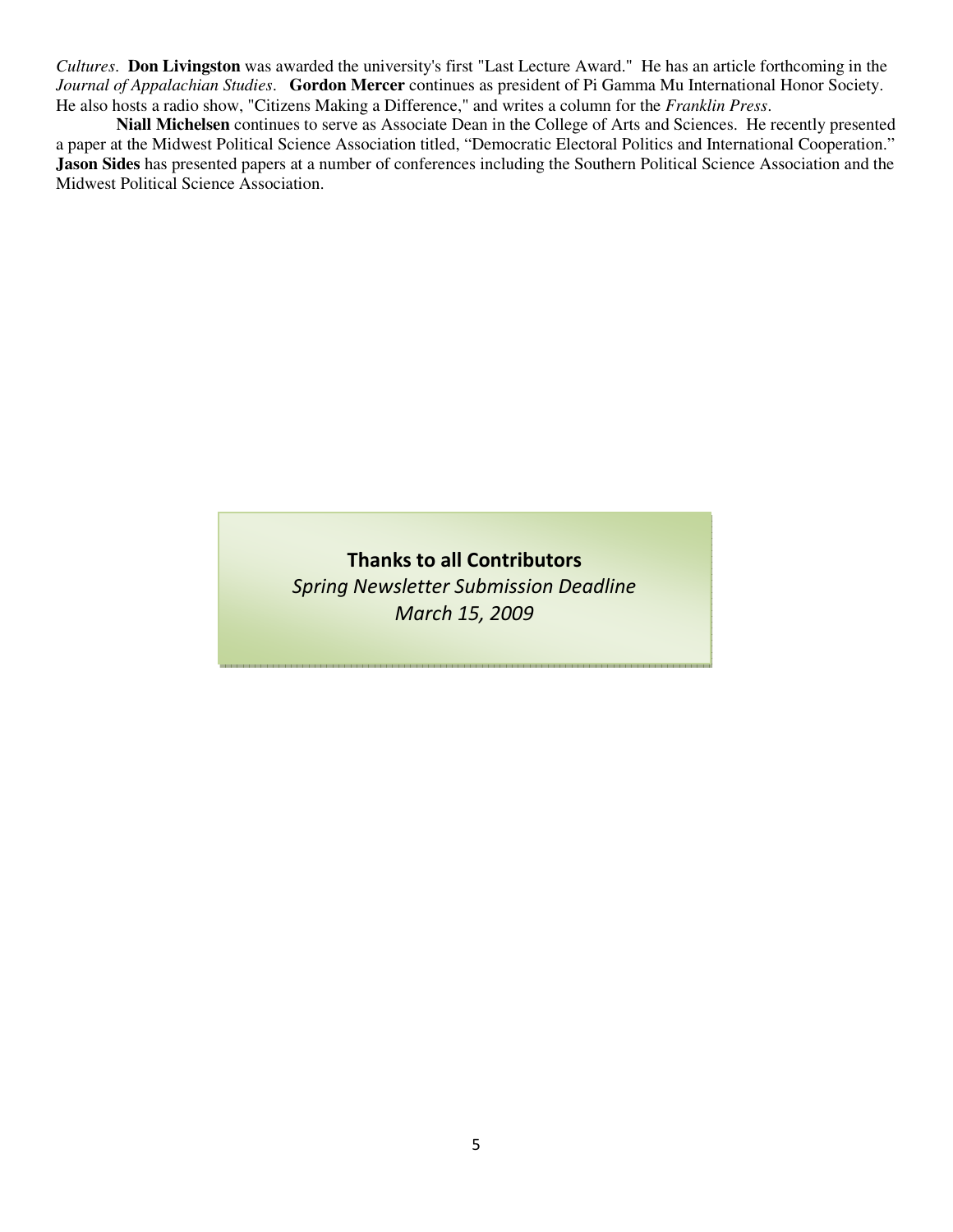*Cultures*. **Don Livingston** was awarded the university's first "Last Lecture Award." He has an article forthcoming in the *Journal of Appalachian Studies*. **Gordon Mercer** continues as president of Pi Gamma Mu International Honor Society. He also hosts a radio show, "Citizens Making a Difference," and writes a column for the *Franklin Press*.

**Niall Michelsen** continues to serve as Associate Dean in the College of Arts and Sciences. He recently presented a paper at the Midwest Political Science Association titled, "Democratic Electoral Politics and International Cooperation." **Jason Sides** has presented papers at a number of conferences including the Southern Political Science Association and the Midwest Political Science Association.

**Thanks to all Contributors**

*Spring Newsletter Submission Deadline*

*March 15, 2009*